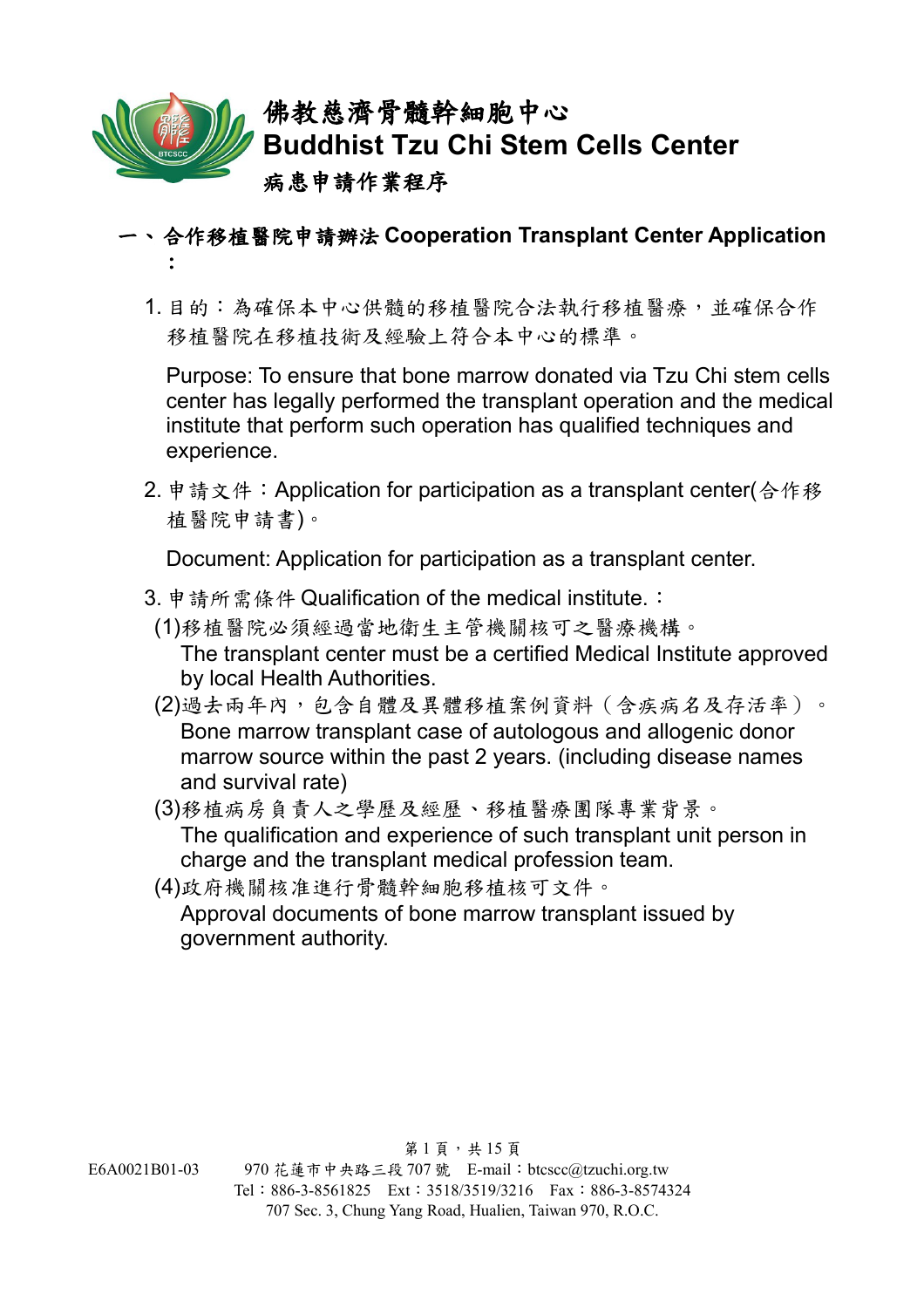# 佛教慈濟骨髓幹細胞中心
# Buddhist Tzu Chi Stem Cells Center
## 病患申請作業程序

## 一、合作移植醫院申請辦法 Cooperation Transplant Center Application：

1. 目的：為確保本中心供髓的移植醫院合法執行移植醫療，並確保合作移植醫院在移植技術及經驗上符合本中心的標準。

   Purpose: To ensure that bone marrow donated via Tzu Chi stem cells center has legally performed the transplant operation and the medical institute that perform such operation has qualified techniques and experience.

2. 申請文件：Application for participation as a transplant center(合作移植醫院申請書)。

   Document: Application for participation as a transplant center.

3. 申請所需條件 Qualification of the medical institute.：

   (1)移植醫院必須經過當地衛生主管機關核可之醫療機構。
   The transplant center must be a certified Medical Institute approved by local Health Authorities.

   (2)過去兩年內，包含自體及異體移植案例資料（含疾病名及存活率）。
   Bone marrow transplant case of autologous and allogenic donor marrow source within the past 2 years. (including disease names and survival rate)

   (3)移植病房負責人之學歷及經歷、移植醫療團隊專業背景。
   The qualification and experience of such transplant unit person in charge and the transplant medical profession team.

   (4)政府機關核准進行骨髓幹細胞移植核可文件。
   Approval documents of bone marrow transplant issued by government authority.

E6A0021B01-03　970 花蓮市中央路三段 707 號　E-mail：btcscc@tzuchi.org.tw
Tel：886-3-8561825　Ext：3518/3519/3216　Fax：886-3-8574324
707 Sec. 3, Chung Yang Road, Hualien, Taiwan 970, R.O.C.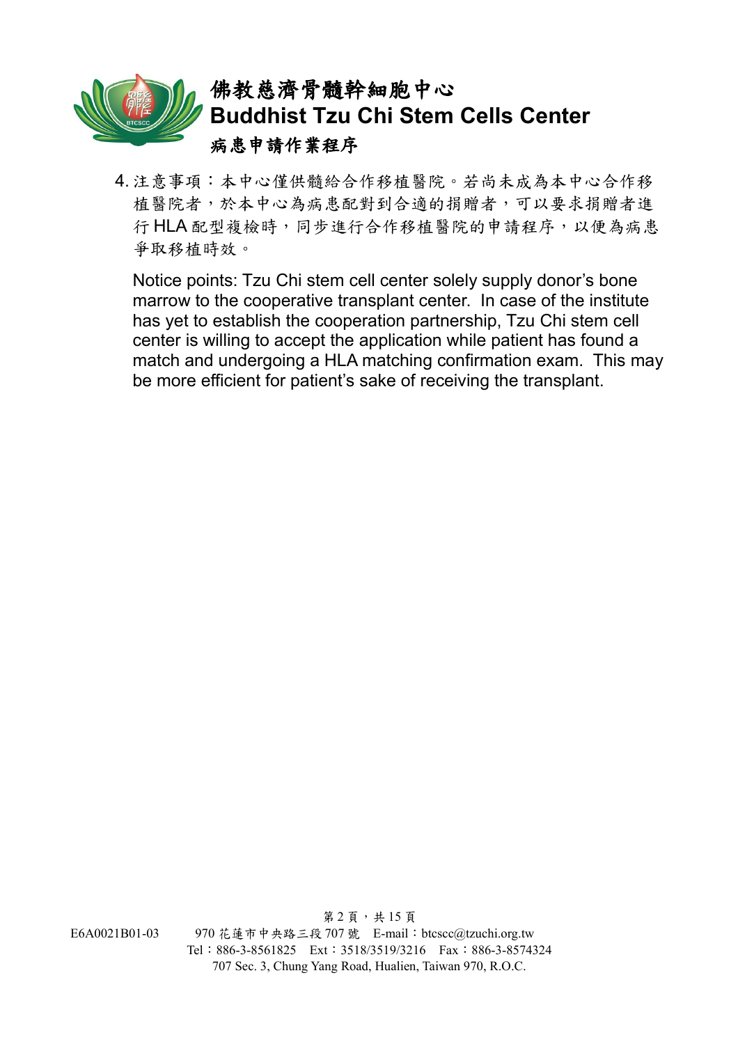4. 注意事項：本中心僅供髓給合作移植醫院。若尚未成為本中心合作移植醫院者，於本中心為病患配對到合適的捐贈者，可以要求捐贈者進行 HLA 配型複檢時，同步進行合作移植醫院的申請程序，以便為病患爭取移植時效。

   Notice points: Tzu Chi stem cell center solely supply donor's bone marrow to the cooperative transplant center. In case of the institute has yet to establish the cooperation partnership, Tzu Chi stem cell center is willing to accept the application while patient has found a match and undergoing a HLA matching confirmation exam. This may be more efficient for patient's sake of receiving the transplant.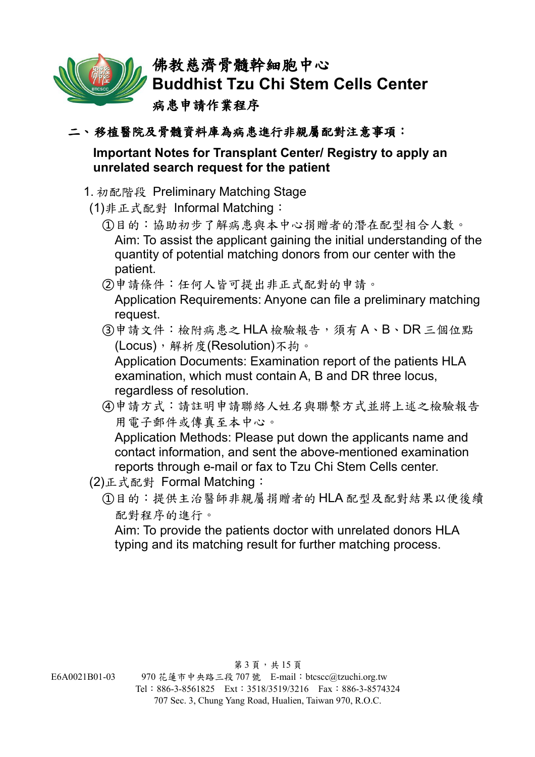## 二、移植醫院及骨髓資料庫為病患進行非親屬配對注意事項：

**Important Notes for Transplant Center/ Registry to apply an unrelated search request for the patient**

1. 初配階段 Preliminary Matching Stage

(1)非正式配對 Informal Matching：

①目的：協助初步了解病患與本中心捐贈者的潛在配型相合人數。
Aim: To assist the applicant gaining the initial understanding of the quantity of potential matching donors from our center with the patient.

②申請條件：任何人皆可提出非正式配對的申請。
Application Requirements: Anyone can file a preliminary matching request.

③申請文件：檢附病患之 HLA 檢驗報告，須有 A、B、DR 三個位點(Locus)，解析度(Resolution)不拘。
Application Documents: Examination report of the patients HLA examination, which must contain A, B and DR three locus, regardless of resolution.

④申請方式：請註明申請聯絡人姓名與聯繫方式並將上述之檢驗報告用電子郵件或傳真至本中心。
Application Methods: Please put down the applicants name and contact information, and sent the above-mentioned examination reports through e-mail or fax to Tzu Chi Stem Cells center.

(2)正式配對 Formal Matching：

①目的：提供主治醫師非親屬捐贈者的 HLA 配型及配對結果以便後續配對程序的進行。
Aim: To provide the patients doctor with unrelated donors HLA typing and its matching result for further matching process.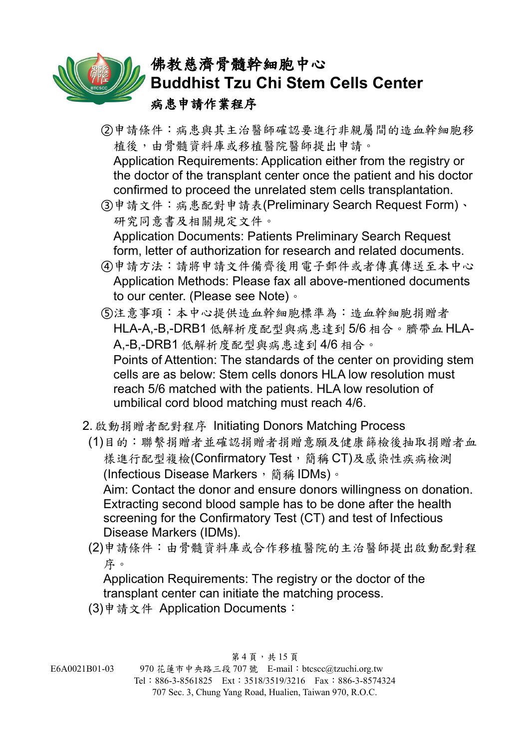②申請條件：病患與其主治醫師確認要進行非親屬間的造血幹細胞移植後，由骨髓資料庫或移植醫院醫師提出申請。
Application Requirements: Application either from the registry or the doctor of the transplant center once the patient and his doctor confirmed to proceed the unrelated stem cells transplantation.

③申請文件：病患配對申請表(Preliminary Search Request Form)、研究同意書及相關規定文件。
Application Documents: Patients Preliminary Search Request form, letter of authorization for research and related documents.

④申請方法：請將申請文件備齊後用電子郵件或者傳真傳送至本中心
Application Methods: Please fax all above-mentioned documents to our center. (Please see Note)。

⑤注意事項：本中心提供造血幹細胞標準為：造血幹細胞捐贈者 HLA-A,-B,-DRB1 低解析度配型與病患達到 5/6 相合。臍帶血 HLA-A,-B,-DRB1 低解析度配型與病患達到 4/6 相合。
Points of Attention: The standards of the center on providing stem cells are as below: Stem cells donors HLA low resolution must reach 5/6 matched with the patients. HLA low resolution of umbilical cord blood matching must reach 4/6.

2. 啟動捐贈者配對程序 Initiating Donors Matching Process

(1)目的：聯繫捐贈者並確認捐贈者捐贈意願及健康篩檢後抽取捐贈者血樣進行配型複檢(Confirmatory Test，簡稱 CT)及感染性疾病檢測(Infectious Disease Markers，簡稱 IDMs)。
Aim: Contact the donor and ensure donors willingness on donation. Extracting second blood sample has to be done after the health screening for the Confirmatory Test (CT) and test of Infectious Disease Markers (IDMs).

(2)申請條件：由骨髓資料庫或合作移植醫院的主治醫師提出啟動配對程序。
Application Requirements: The registry or the doctor of the transplant center can initiate the matching process.

(3)申請文件 Application Documents：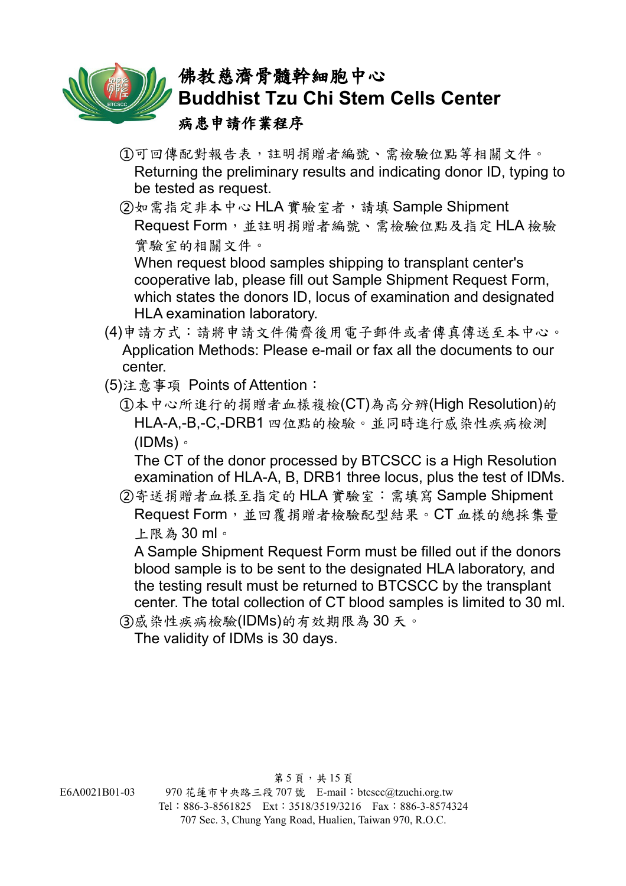①可回傳配對報告表，註明捐贈者編號、需檢驗位點等相關文件。
Returning the preliminary results and indicating donor ID, typing to be tested as request.

②如需指定非本中心 HLA 實驗室者，請填 Sample Shipment Request Form，並註明捐贈者編號、需檢驗位點及指定 HLA 檢驗實驗室的相關文件。
When request blood samples shipping to transplant center's cooperative lab, please fill out Sample Shipment Request Form, which states the donors ID, locus of examination and designated HLA examination laboratory.

(4)申請方式：請將申請文件備齊後用電子郵件或者傳真傳送至本中心。
Application Methods: Please e-mail or fax all the documents to our center.

(5)注意事項 Points of Attention：

①本中心所進行的捐贈者血樣複檢(CT)為高分辨(High Resolution)的 HLA-A,-B,-C,-DRB1 四位點的檢驗。並同時進行感染性疾病檢測(IDMs)。
The CT of the donor processed by BTCSCC is a High Resolution examination of HLA-A, B, DRB1 three locus, plus the test of IDMs.

②寄送捐贈者血樣至指定的 HLA 實驗室：需填寫 Sample Shipment Request Form，並回覆捐贈者檢驗配型結果。CT 血樣的總採集量上限為 30 ml。
A Sample Shipment Request Form must be filled out if the donors blood sample is to be sent to the designated HLA laboratory, and the testing result must be returned to BTCSCC by the transplant center. The total collection of CT blood samples is limited to 30 ml.

③感染性疾病檢驗(IDMs)的有效期限為 30 天。
The validity of IDMs is 30 days.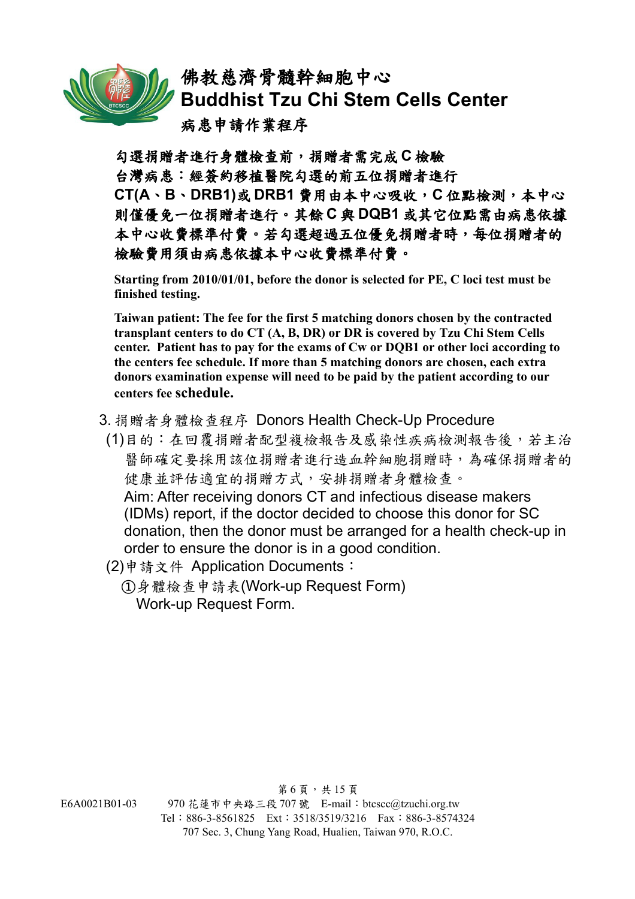**佛教慈濟骨髓幹細胞中心**
**Buddhist Tzu Chi Stem Cells Center**
**病患申請作業程序**

**勾選捐贈者進行身體檢查前，捐贈者需完成 C 檢驗**
**台灣病患：經簽約移植醫院勾選的前五位捐贈者進行 CT(A、B、DRB1)或 DRB1 費用由本中心吸收，C 位點檢測，本中心則僅優免一位捐贈者進行。其餘 C 與 DQB1 或其它位點需由病患依據本中心收費標準付費。若勾選超過五位優免捐贈者時，每位捐贈者的檢驗費用須由病患依據本中心收費標準付費。**

**Starting from 2010/01/01, before the donor is selected for PE, C loci test must be finished testing.**

**Taiwan patient: The fee for the first 5 matching donors chosen by the contracted transplant centers to do CT (A, B, DR) or DR is covered by Tzu Chi Stem Cells center. Patient has to pay for the exams of Cw or DQB1 or other loci according to the centers fee schedule. If more than 5 matching donors are chosen, each extra donors examination expense will need to be paid by the patient according to our centers fee schedule.**

3. 捐贈者身體檢查程序 Donors Health Check-Up Procedure

(1)目的：在回覆捐贈者配型複檢報告及感染性疾病檢測報告後，若主治醫師確定要採用該位捐贈者進行造血幹細胞捐贈時，為確保捐贈者的健康並評估適宜的捐贈方式，安排捐贈者身體檢查。
Aim: After receiving donors CT and infectious disease makers (IDMs) report, if the doctor decided to choose this donor for SC donation, then the donor must be arranged for a health check-up in order to ensure the donor is in a good condition.

(2)申請文件 Application Documents：

①身體檢查申請表(Work-up Request Form)
Work-up Request Form.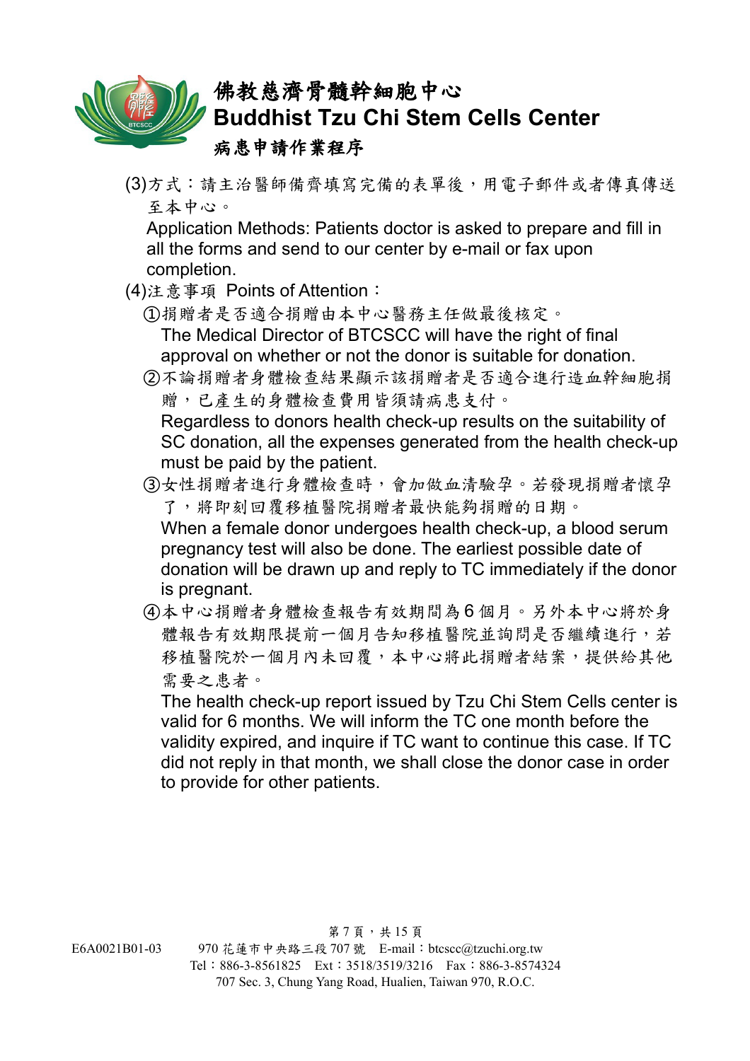(3)方式：請主治醫師備齊填寫完備的表單後，用電子郵件或者傳真傳送至本中心。

Application Methods: Patients doctor is asked to prepare and fill in all the forms and send to our center by e-mail or fax upon completion.

(4)注意事項 Points of Attention：

①捐贈者是否適合捐贈由本中心醫務主任做最後核定。

The Medical Director of BTCSCC will have the right of final approval on whether or not the donor is suitable for donation.

②不論捐贈者身體檢查結果顯示該捐贈者是否適合進行造血幹細胞捐贈，已產生的身體檢查費用皆須請病患支付。

Regardless to donors health check-up results on the suitability of SC donation, all the expenses generated from the health check-up must be paid by the patient.

③女性捐贈者進行身體檢查時，會加做血清驗孕。若發現捐贈者懷孕了，將即刻回覆移植醫院捐贈者最快能夠捐贈的日期。

When a female donor undergoes health check-up, a blood serum pregnancy test will also be done. The earliest possible date of donation will be drawn up and reply to TC immediately if the donor is pregnant.

④本中心捐贈者身體檢查報告有效期間為 6 個月。另外本中心將於身體報告有效期限提前一個月告知移植醫院並詢問是否繼續進行，若移植醫院於一個月內未回覆，本中心將此捐贈者結案，提供給其他需要之患者。

The health check-up report issued by Tzu Chi Stem Cells center is valid for 6 months. We will inform the TC one month before the validity expired, and inquire if TC want to continue this case. If TC did not reply in that month, we shall close the donor case in order to provide for other patients.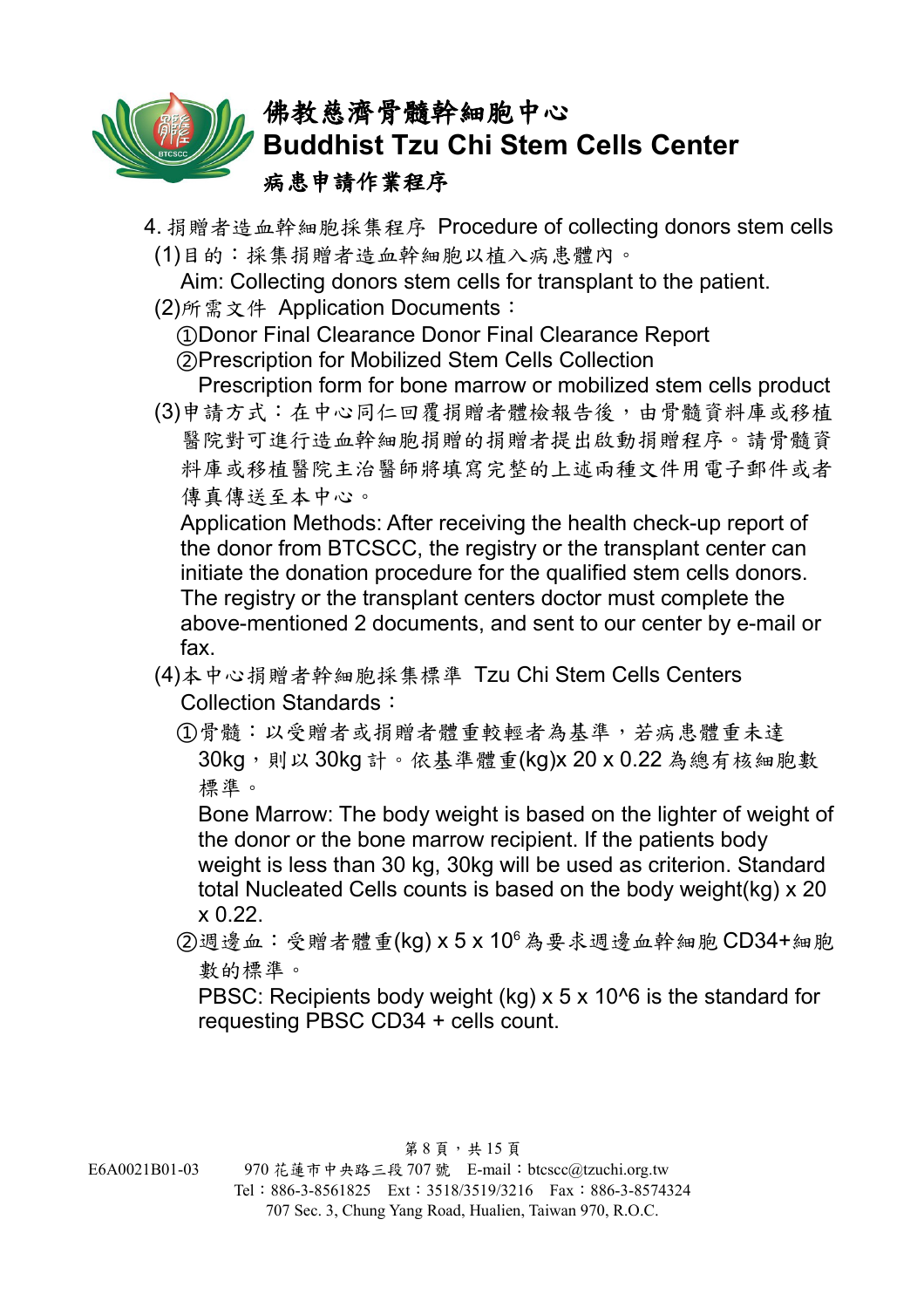4. 捐贈者造血幹細胞採集程序 Procedure of collecting donors stem cells

(1)目的：採集捐贈者造血幹細胞以植入病患體內。

Aim: Collecting donors stem cells for transplant to the patient.

(2)所需文件 Application Documents：

①Donor Final Clearance Donor Final Clearance Report

②Prescription for Mobilized Stem Cells Collection

Prescription form for bone marrow or mobilized stem cells product

(3)申請方式：在中心同仁回覆捐贈者體檢報告後，由骨髓資料庫或移植醫院對可進行造血幹細胞捐贈的捐贈者提出啟動捐贈程序。請骨髓資料庫或移植醫院主治醫師將填寫完整的上述兩種文件用電子郵件或者傳真傳送至本中心。

Application Methods: After receiving the health check-up report of the donor from BTCSCC, the registry or the transplant center can initiate the donation procedure for the qualified stem cells donors. The registry or the transplant centers doctor must complete the above-mentioned 2 documents, and sent to our center by e-mail or fax.

(4)本中心捐贈者幹細胞採集標準 Tzu Chi Stem Cells Centers Collection Standards：

①骨髓：以受贈者或捐贈者體重較輕者為基準，若病患體重未達 30kg，則以 30kg 計。依基準體重(kg)x 20 x 0.22 為總有核細胞數標準。

Bone Marrow: The body weight is based on the lighter of weight of the donor or the bone marrow recipient. If the patients body weight is less than 30 kg, 30kg will be used as criterion. Standard total Nucleated Cells counts is based on the body weight(kg) x 20 x 0.22.

②週邊血：受贈者體重(kg) x 5 x $10^6$ 為要求週邊血幹細胞 CD34+細胞數的標準。

PBSC: Recipients body weight (kg) x 5 x 10^6 is the standard for requesting PBSC CD34 + cells count.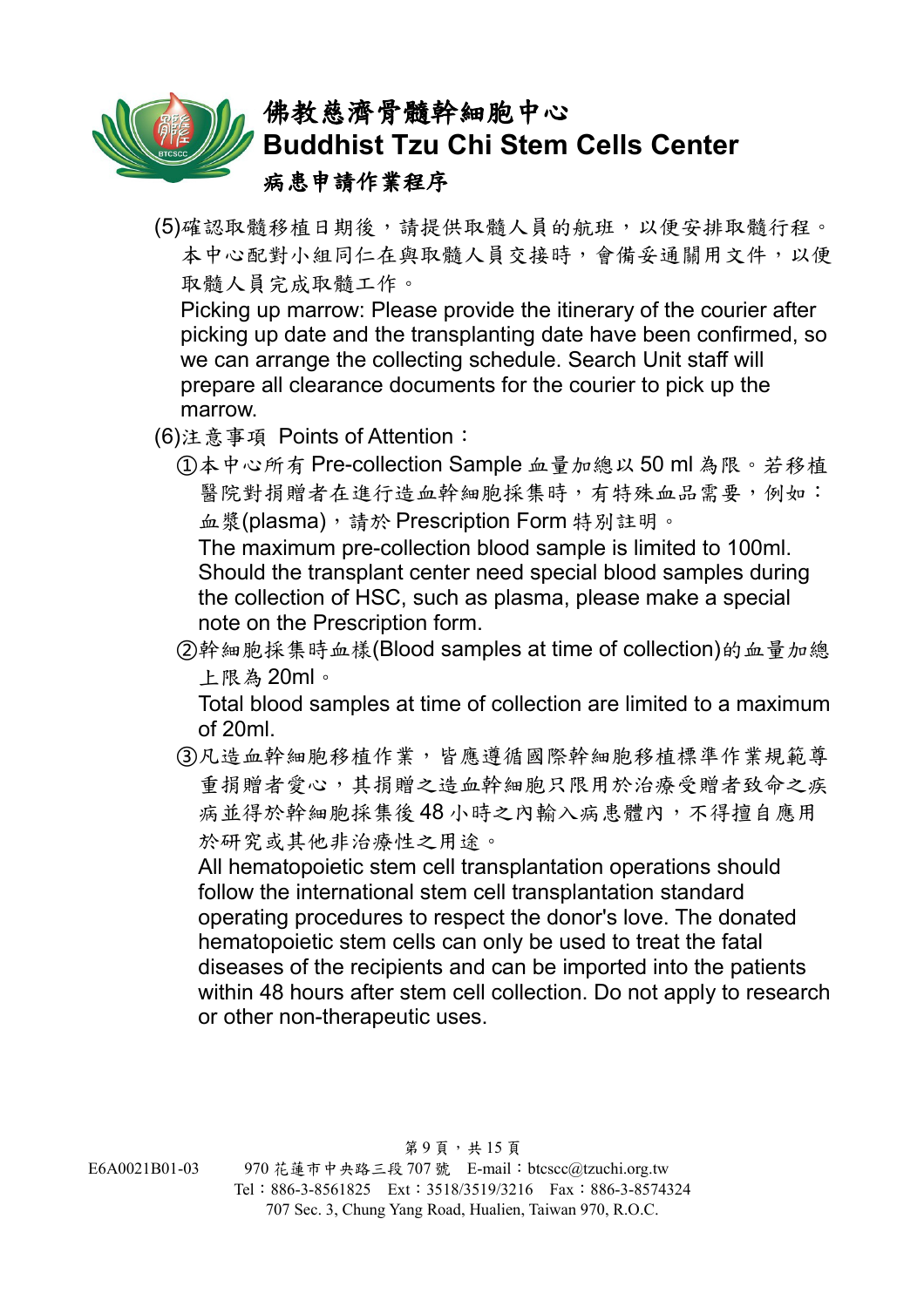(5)確認取髓移植日期後，請提供取髓人員的航班，以便安排取髓行程。本中心配對小組同仁在與取髓人員交接時，會備妥通關用文件，以便取髓人員完成取髓工作。

Picking up marrow: Please provide the itinerary of the courier after picking up date and the transplanting date have been confirmed, so we can arrange the collecting schedule. Search Unit staff will prepare all clearance documents for the courier to pick up the marrow.

(6)注意事項 Points of Attention：

①本中心所有 Pre-collection Sample 血量加總以 50 ml 為限。若移植醫院對捐贈者在進行造血幹細胞採集時，有特殊血品需要，例如：血漿(plasma)，請於 Prescription Form 特別註明。

The maximum pre-collection blood sample is limited to 100ml. Should the transplant center need special blood samples during the collection of HSC, such as plasma, please make a special note on the Prescription form.

②幹細胞採集時血樣(Blood samples at time of collection)的血量加總上限為 20ml。

Total blood samples at time of collection are limited to a maximum of 20ml.

③凡造血幹細胞移植作業，皆應遵循國際幹細胞移植標準作業規範尊重捐贈者愛心，其捐贈之造血幹細胞只限用於治療受贈者致命之疾病並得於幹細胞採集後 48 小時之內輸入病患體內，不得擅自應用於研究或其他非治療性之用途。

All hematopoietic stem cell transplantation operations should follow the international stem cell transplantation standard operating procedures to respect the donor's love. The donated hematopoietic stem cells can only be used to treat the fatal diseases of the recipients and can be imported into the patients within 48 hours after stem cell collection. Do not apply to research or other non-therapeutic uses.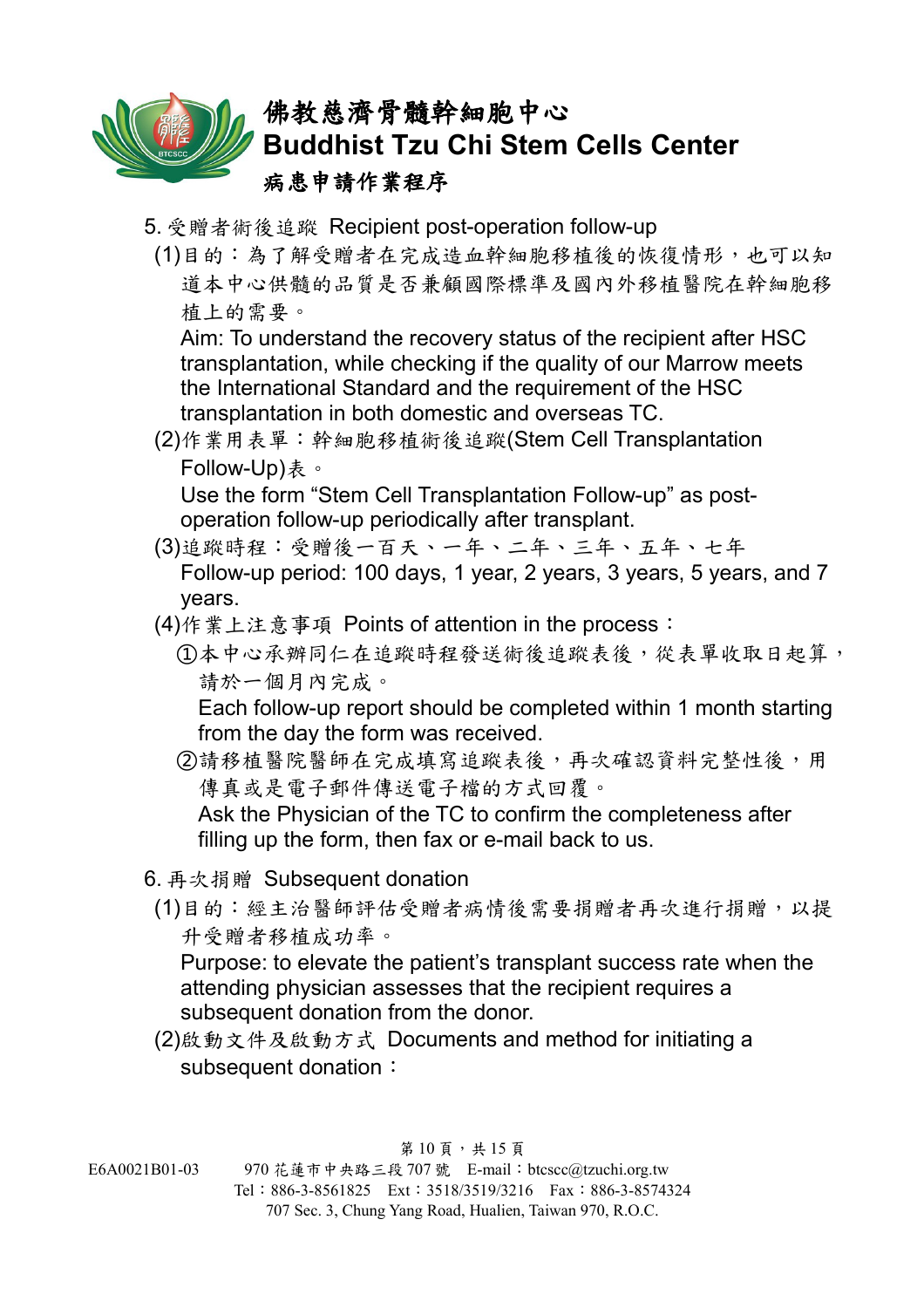5. 受贈者術後追蹤 Recipient post-operation follow-up

(1)目的：為了解受贈者在完成造血幹細胞移植後的恢復情形，也可以知道本中心供髓的品質是否兼顧國際標準及國內外移植醫院在幹細胞移植上的需要。
Aim: To understand the recovery status of the recipient after HSC transplantation, while checking if the quality of our Marrow meets the International Standard and the requirement of the HSC transplantation in both domestic and overseas TC.

(2)作業用表單：幹細胞移植術後追蹤(Stem Cell Transplantation Follow-Up)表。
Use the form “Stem Cell Transplantation Follow-up” as post-operation follow-up periodically after transplant.

(3)追蹤時程：受贈後一百天、一年、二年、三年、五年、七年
Follow-up period: 100 days, 1 year, 2 years, 3 years, 5 years, and 7 years.

(4)作業上注意事項 Points of attention in the process：

①本中心承辦同仁在追蹤時程發送術後追蹤表後，從表單收取日起算，請於一個月內完成。
Each follow-up report should be completed within 1 month starting from the day the form was received.

②請移植醫院醫師在完成填寫追蹤表後，再次確認資料完整性後，用傳真或是電子郵件傳送電子檔的方式回覆。
Ask the Physician of the TC to confirm the completeness after filling up the form, then fax or e-mail back to us.

6. 再次捐贈 Subsequent donation

(1)目的：經主治醫師評估受贈者病情後需要捐贈者再次進行捐贈，以提升受贈者移植成功率。
Purpose: to elevate the patient’s transplant success rate when the attending physician assesses that the recipient requires a subsequent donation from the donor.

(2)啟動文件及啟動方式 Documents and method for initiating a subsequent donation：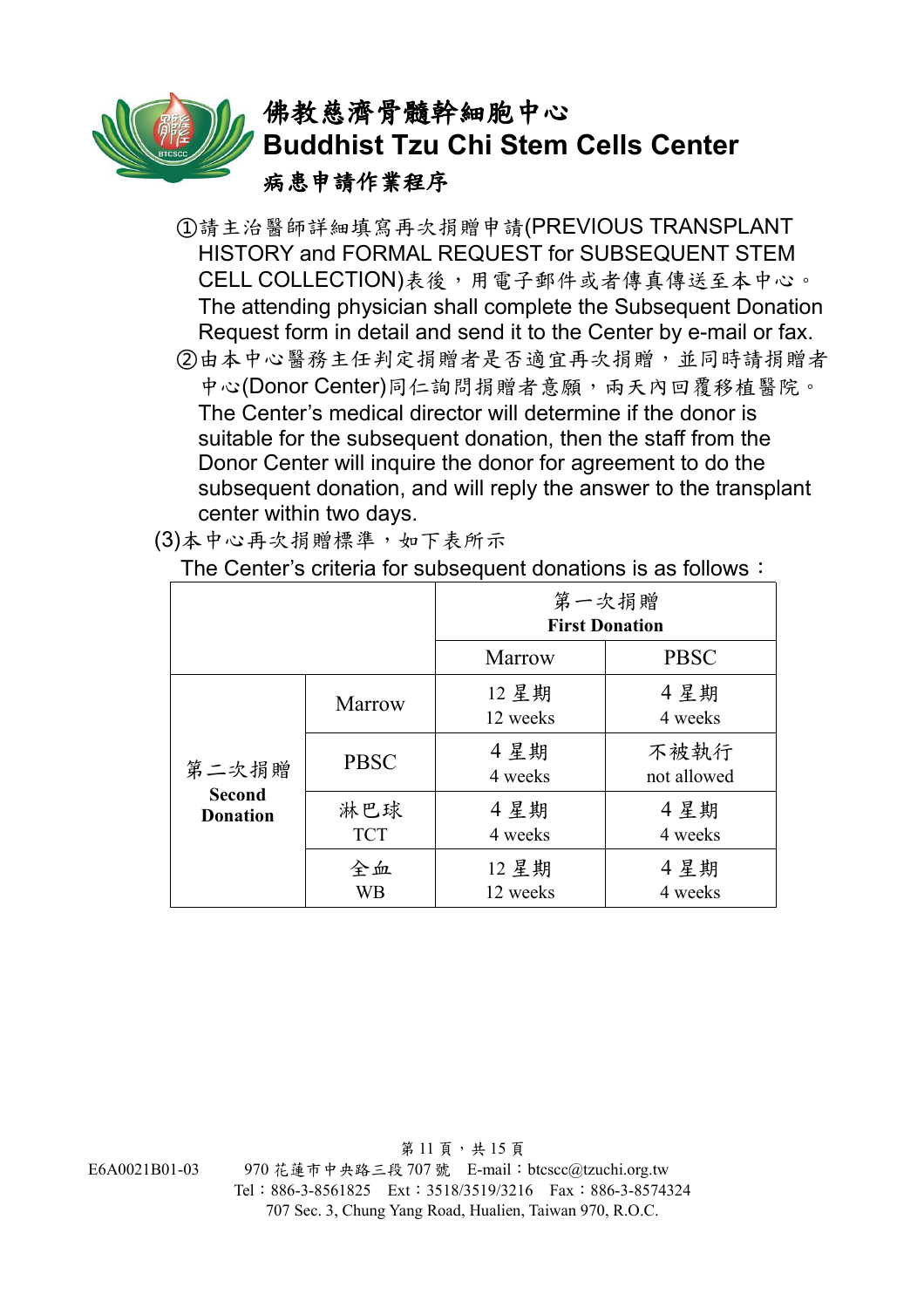# 佛教慈濟骨髓幹細胞中心
# Buddhist Tzu Chi Stem Cells Center
## 病患申請作業程序

①請主治醫師詳細填寫再次捐贈申請(PREVIOUS TRANSPLANT HISTORY and FORMAL REQUEST for SUBSEQUENT STEM CELL COLLECTION)表後，用電子郵件或者傳真傳送至本中心。
The attending physician shall complete the Subsequent Donation Request form in detail and send it to the Center by e-mail or fax.

②由本中心醫務主任判定捐贈者是否適宜再次捐贈，並同時請捐贈者中心(Donor Center)同仁詢問捐贈者意願，兩天內回覆移植醫院。
The Center's medical director will determine if the donor is suitable for the subsequent donation, then the staff from the Donor Center will inquire the donor for agreement to do the subsequent donation, and will reply the answer to the transplant center within two days.

(3)本中心再次捐贈標準，如下表所示
The Center's criteria for subsequent donations is as follows：

| | | 第一次捐贈 **First Donation** | |
|---|---|---|---|
| | | Marrow | PBSC |
| 第二次捐贈 **Second Donation** | Marrow | 12 星期 12 weeks | 4 星期 4 weeks |
| | PBSC | 4 星期 4 weeks | 不被執行 not allowed |
| | 淋巴球 TCT | 4 星期 4 weeks | 4 星期 4 weeks |
| | 全血 WB | 12 星期 12 weeks | 4 星期 4 weeks |

E6A0021B01-03

970 花蓮市中央路三段 707 號　E-mail：btcscc@tzuchi.org.tw
Tel：886-3-8561825　Ext：3518/3519/3216　Fax：886-3-8574324
707 Sec. 3, Chung Yang Road, Hualien, Taiwan 970, R.O.C.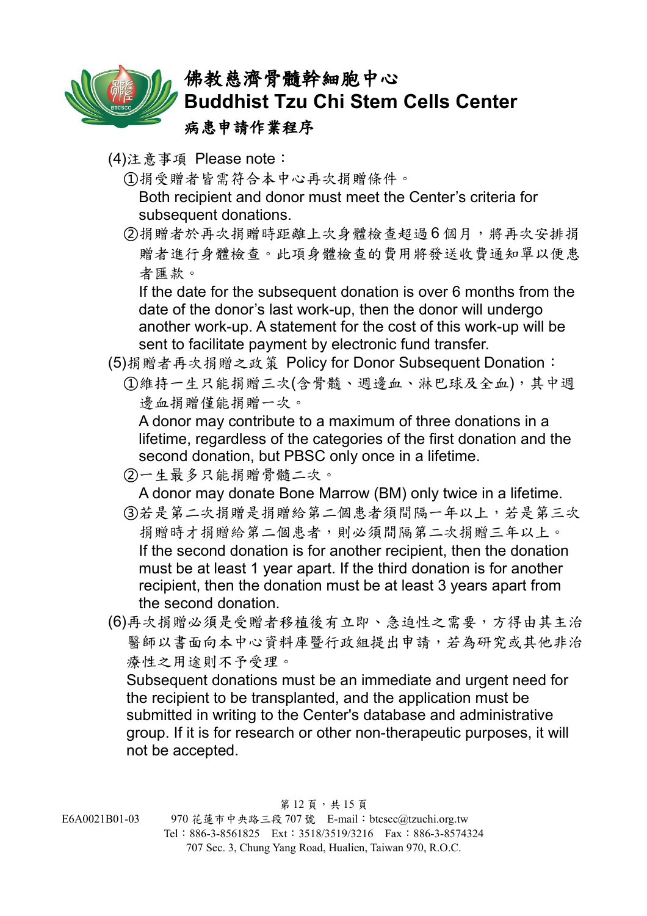(4)注意事項 Please note：

①捐受贈者皆需符合本中心再次捐贈條件。
Both recipient and donor must meet the Center's criteria for subsequent donations.

②捐贈者於再次捐贈時距離上次身體檢查超過 6 個月，將再次安排捐贈者進行身體檢查。此項身體檢查的費用將發送收費通知單以便患者匯款。
If the date for the subsequent donation is over 6 months from the date of the donor's last work-up, then the donor will undergo another work-up. A statement for the cost of this work-up will be sent to facilitate payment by electronic fund transfer.

(5)捐贈者再次捐贈之政策 Policy for Donor Subsequent Donation：

①維持一生只能捐贈三次(含骨髓、週邊血、淋巴球及全血)，其中週邊血捐贈僅能捐贈一次。
A donor may contribute to a maximum of three donations in a lifetime, regardless of the categories of the first donation and the second donation, but PBSC only once in a lifetime.

②一生最多只能捐贈骨髓二次。
A donor may donate Bone Marrow (BM) only twice in a lifetime.

③若是第二次捐贈是捐贈給第二個患者須間隔一年以上，若是第三次捐贈時才捐贈給第二個患者，則必須間隔第二次捐贈三年以上。
If the second donation is for another recipient, then the donation must be at least 1 year apart. If the third donation is for another recipient, then the donation must be at least 3 years apart from the second donation.

(6)再次捐贈必須是受贈者移植後有立即、急迫性之需要，方得由其主治醫師以書面向本中心資料庫暨行政組提出申請，若為研究或其他非治療性之用途則不予受理。
Subsequent donations must be an immediate and urgent need for the recipient to be transplanted, and the application must be submitted in writing to the Center's database and administrative group. If it is for research or other non-therapeutic purposes, it will not be accepted.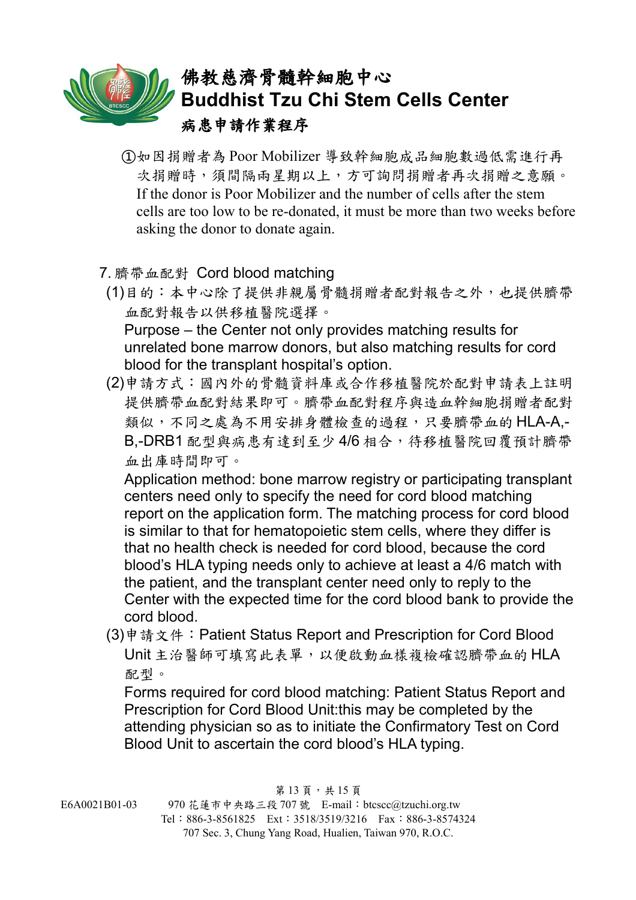①如因捐贈者為 Poor Mobilizer 導致幹細胞成品細胞數過低需進行再次捐贈時，須間隔兩星期以上，方可詢問捐贈者再次捐贈之意願。
If the donor is Poor Mobilizer and the number of cells after the stem cells are too low to be re-donated, it must be more than two weeks before asking the donor to donate again.

7. 臍帶血配對 Cord blood matching

(1)目的：本中心除了提供非親屬骨髓捐贈者配對報告之外，也提供臍帶血配對報告以供移植醫院選擇。
Purpose – the Center not only provides matching results for unrelated bone marrow donors, but also matching results for cord blood for the transplant hospital's option.

(2)申請方式：國內外的骨髓資料庫或合作移植醫院於配對申請表上註明提供臍帶血配對結果即可。臍帶血配對程序與造血幹細胞捐贈者配對類似，不同之處為不用安排身體檢查的過程，只要臍帶血的 HLA-A,-B,-DRB1 配型與病患有達到至少 4/6 相合，待移植醫院回覆預計臍帶血出庫時間即可。
Application method: bone marrow registry or participating transplant centers need only to specify the need for cord blood matching report on the application form. The matching process for cord blood is similar to that for hematopoietic stem cells, where they differ is that no health check is needed for cord blood, because the cord blood's HLA typing needs only to achieve at least a 4/6 match with the patient, and the transplant center need only to reply to the Center with the expected time for the cord blood bank to provide the cord blood.

(3)申請文件：Patient Status Report and Prescription for Cord Blood Unit 主治醫師可填寫此表單，以便啟動血樣複檢確認臍帶血的 HLA 配型。
Forms required for cord blood matching: Patient Status Report and Prescription for Cord Blood Unit:this may be completed by the attending physician so as to initiate the Confirmatory Test on Cord Blood Unit to ascertain the cord blood's HLA typing.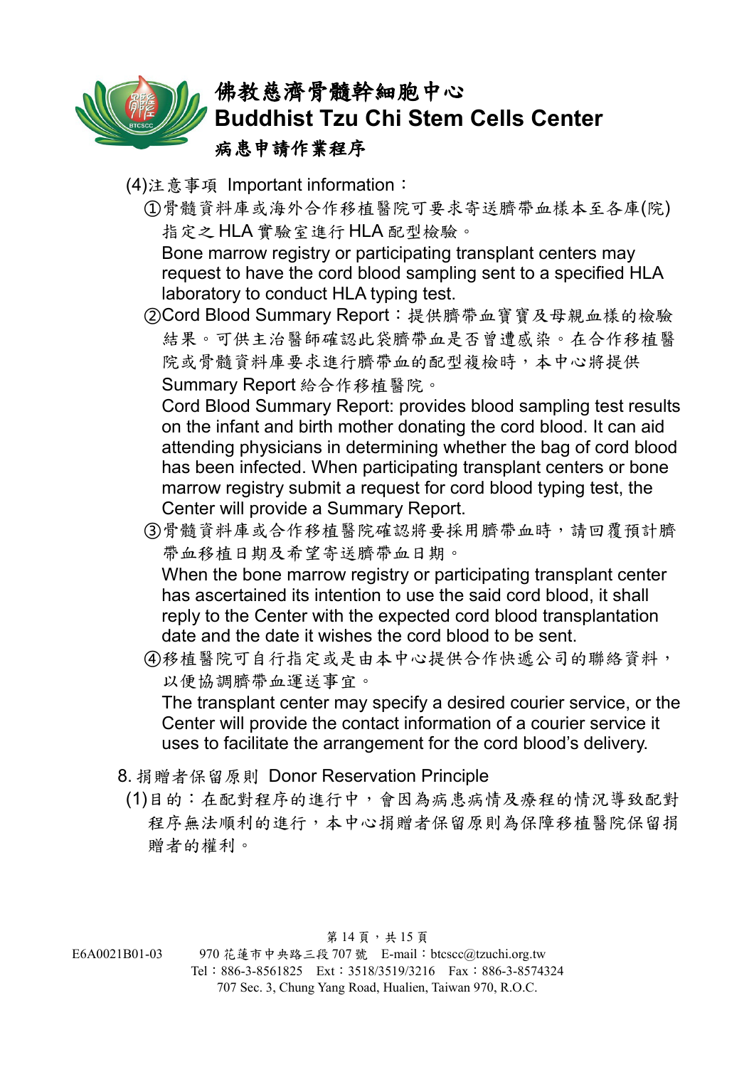(4)注意事項 Important information：

①骨髓資料庫或海外合作移植醫院可要求寄送臍帶血樣本至各庫(院)指定之 HLA 實驗室進行 HLA 配型檢驗。
Bone marrow registry or participating transplant centers may request to have the cord blood sampling sent to a specified HLA laboratory to conduct HLA typing test.

②Cord Blood Summary Report：提供臍帶血寶寶及母親血樣的檢驗結果。可供主治醫師確認此袋臍帶血是否曾遭感染。在合作移植醫院或骨髓資料庫要求進行臍帶血的配型複檢時，本中心將提供 Summary Report 給合作移植醫院。
Cord Blood Summary Report: provides blood sampling test results on the infant and birth mother donating the cord blood. It can aid attending physicians in determining whether the bag of cord blood has been infected. When participating transplant centers or bone marrow registry submit a request for cord blood typing test, the Center will provide a Summary Report.

③骨髓資料庫或合作移植醫院確認將要採用臍帶血時，請回覆預計臍帶血移植日期及希望寄送臍帶血日期。
When the bone marrow registry or participating transplant center has ascertained its intention to use the said cord blood, it shall reply to the Center with the expected cord blood transplantation date and the date it wishes the cord blood to be sent.

④移植醫院可自行指定或是由本中心提供合作快遞公司的聯絡資料，以便協調臍帶血運送事宜。
The transplant center may specify a desired courier service, or the Center will provide the contact information of a courier service it uses to facilitate the arrangement for the cord blood's delivery.

8. 捐贈者保留原則 Donor Reservation Principle

(1)目的：在配對程序的進行中，會因為病患病情及療程的情況導致配對程序無法順利的進行，本中心捐贈者保留原則為保障移植醫院保留捐贈者的權利。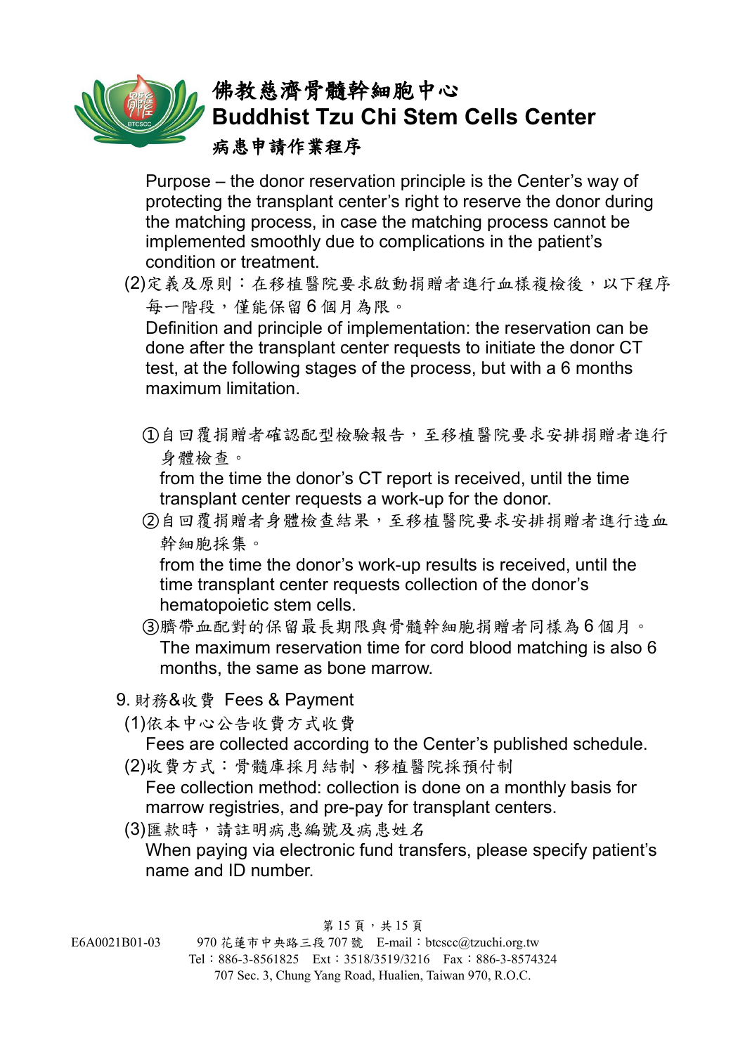Purpose – the donor reservation principle is the Center's way of protecting the transplant center's right to reserve the donor during the matching process, in case the matching process cannot be implemented smoothly due to complications in the patient's condition or treatment.

(2)定義及原則：在移植醫院要求啟動捐贈者進行血樣複檢後，以下程序每一階段，僅能保留 6 個月為限。

Definition and principle of implementation: the reservation can be done after the transplant center requests to initiate the donor CT test, at the following stages of the process, but with a 6 months maximum limitation.

①自回覆捐贈者確認配型檢驗報告，至移植醫院要求安排捐贈者進行身體檢查。

from the time the donor's CT report is received, until the time transplant center requests a work-up for the donor.

②自回覆捐贈者身體檢查結果，至移植醫院要求安排捐贈者進行造血幹細胞採集。

from the time the donor's work-up results is received, until the time transplant center requests collection of the donor's hematopoietic stem cells.

③臍帶血配對的保留最長期限與骨髓幹細胞捐贈者同樣為 6 個月。

The maximum reservation time for cord blood matching is also 6 months, the same as bone marrow.

9. 財務&收費 Fees & Payment

(1)依本中心公告收費方式收費

Fees are collected according to the Center's published schedule.

(2)收費方式：骨髓庫採月結制、移植醫院採預付制

Fee collection method: collection is done on a monthly basis for marrow registries, and pre-pay for transplant centers.

(3)匯款時，請註明病患編號及病患姓名

When paying via electronic fund transfers, please specify patient's name and ID number.